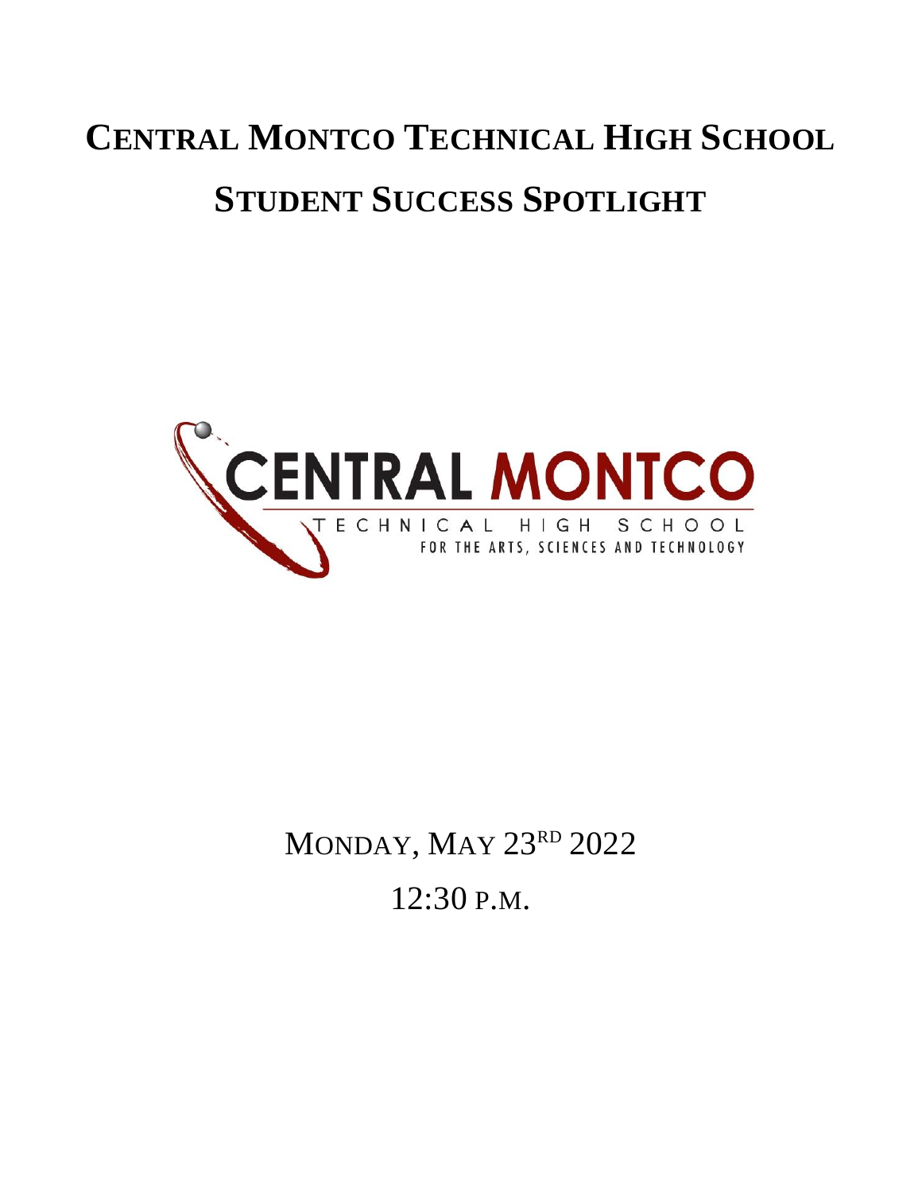# Central Montco Technical High School

## Student Success Spotlight

CENTRAL MONTCO

TECHNICAL HIGH SCHOOL

FOR THE ARTS, SCIENCES AND TECHNOLOGY

MONDAY, MAY 23RD 2022

12:30 P.M.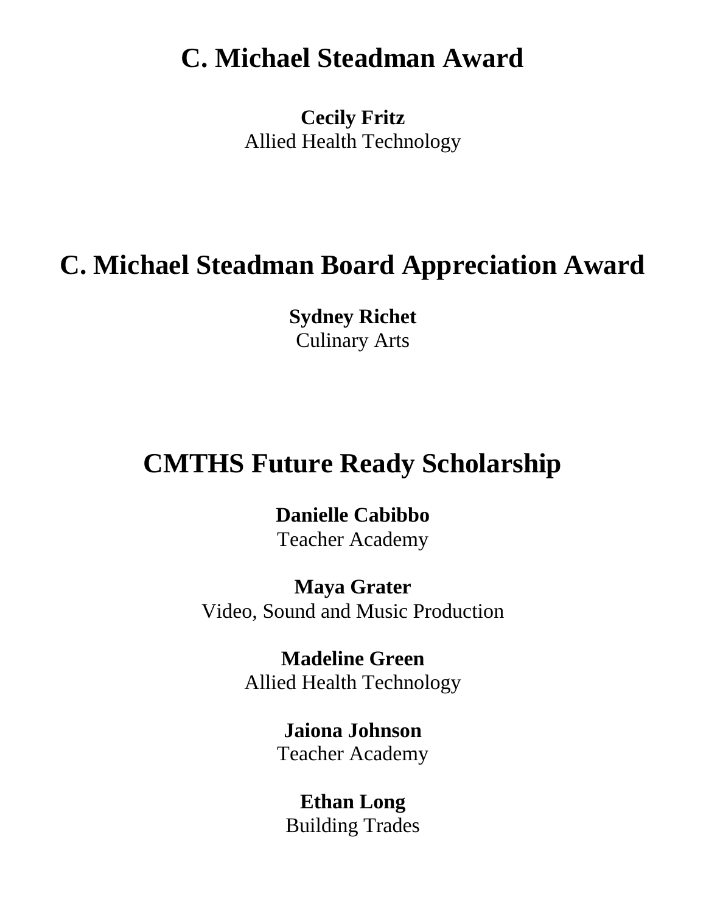# C. Michael Steadman Award

**Cecily Fritz**
Allied Health Technology

# C. Michael Steadman Board Appreciation Award

**Sydney Richet**
Culinary Arts

# CMTHS Future Ready Scholarship

**Danielle Cabibbo**
Teacher Academy

**Maya Grater**
Video, Sound and Music Production

**Madeline Green**
Allied Health Technology

**Jaiona Johnson**
Teacher Academy

**Ethan Long**
Building Trades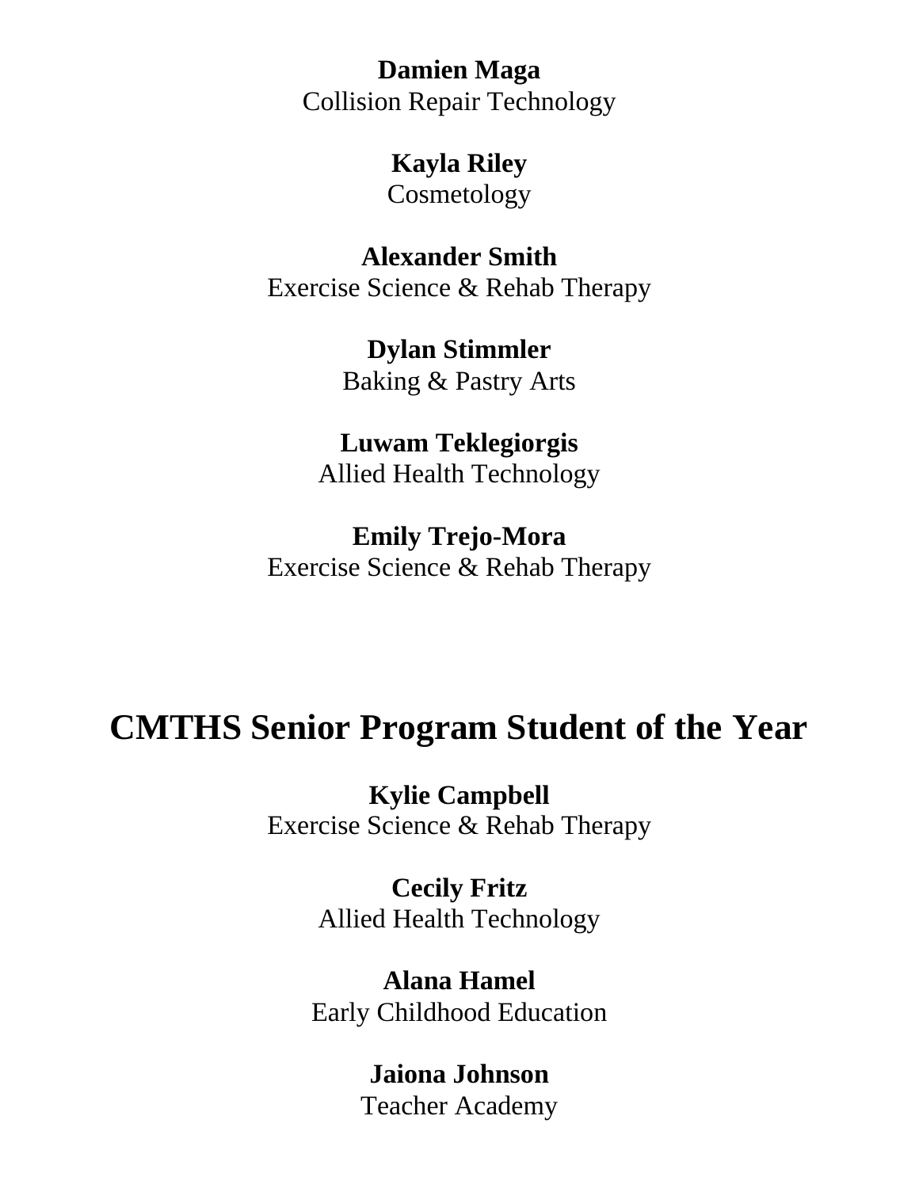**Damien Maga**
Collision Repair Technology

**Kayla Riley**
Cosmetology

**Alexander Smith**
Exercise Science & Rehab Therapy

**Dylan Stimmler**
Baking & Pastry Arts

**Luwam Teklegiorgis**
Allied Health Technology

**Emily Trejo-Mora**
Exercise Science & Rehab Therapy

# CMTHS Senior Program Student of the Year

**Kylie Campbell**
Exercise Science & Rehab Therapy

**Cecily Fritz**
Allied Health Technology

**Alana Hamel**
Early Childhood Education

**Jaiona Johnson**
Teacher Academy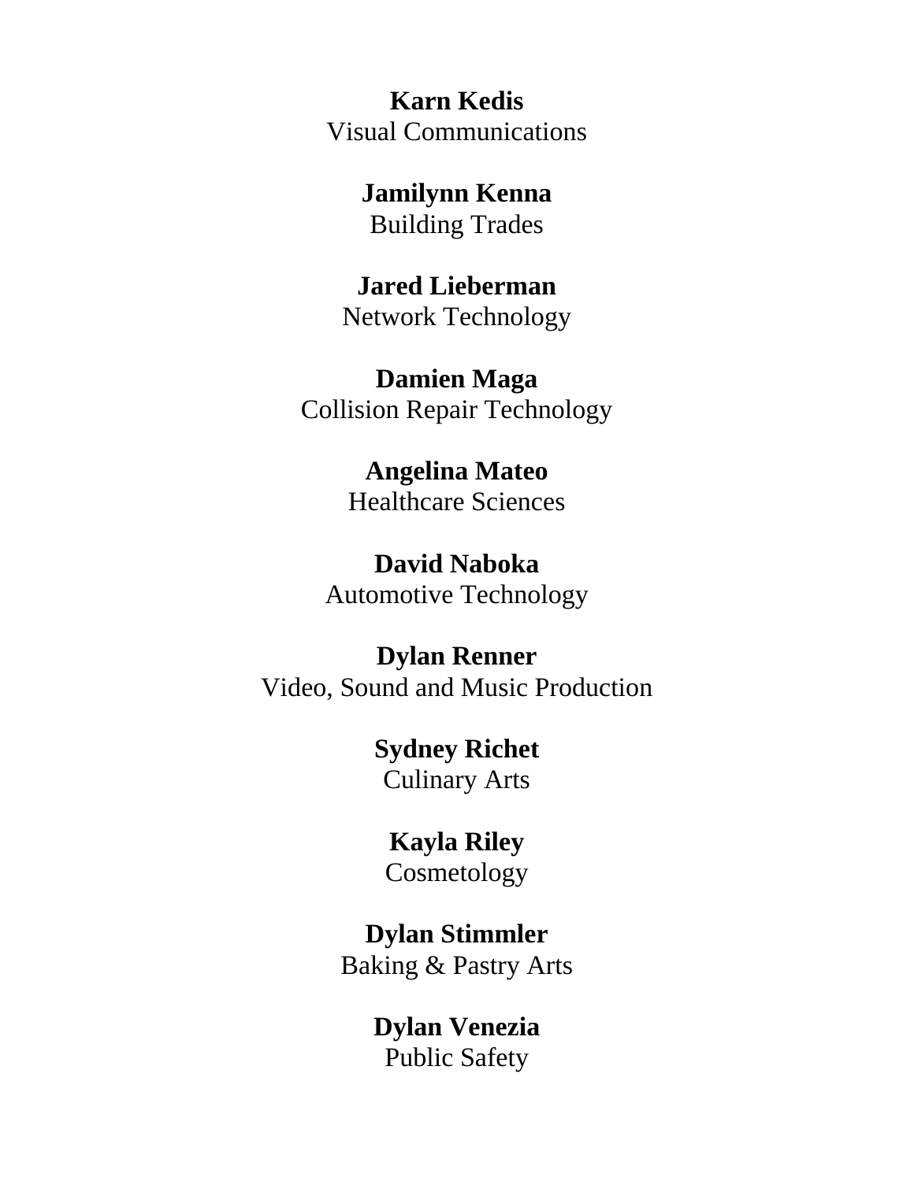**Karn Kedis**
Visual Communications

**Jamilynn Kenna**
Building Trades

**Jared Lieberman**
Network Technology

**Damien Maga**
Collision Repair Technology

**Angelina Mateo**
Healthcare Sciences

**David Naboka**
Automotive Technology

**Dylan Renner**
Video, Sound and Music Production

**Sydney Richet**
Culinary Arts

**Kayla Riley**
Cosmetology

**Dylan Stimmler**
Baking & Pastry Arts

**Dylan Venezia**
Public Safety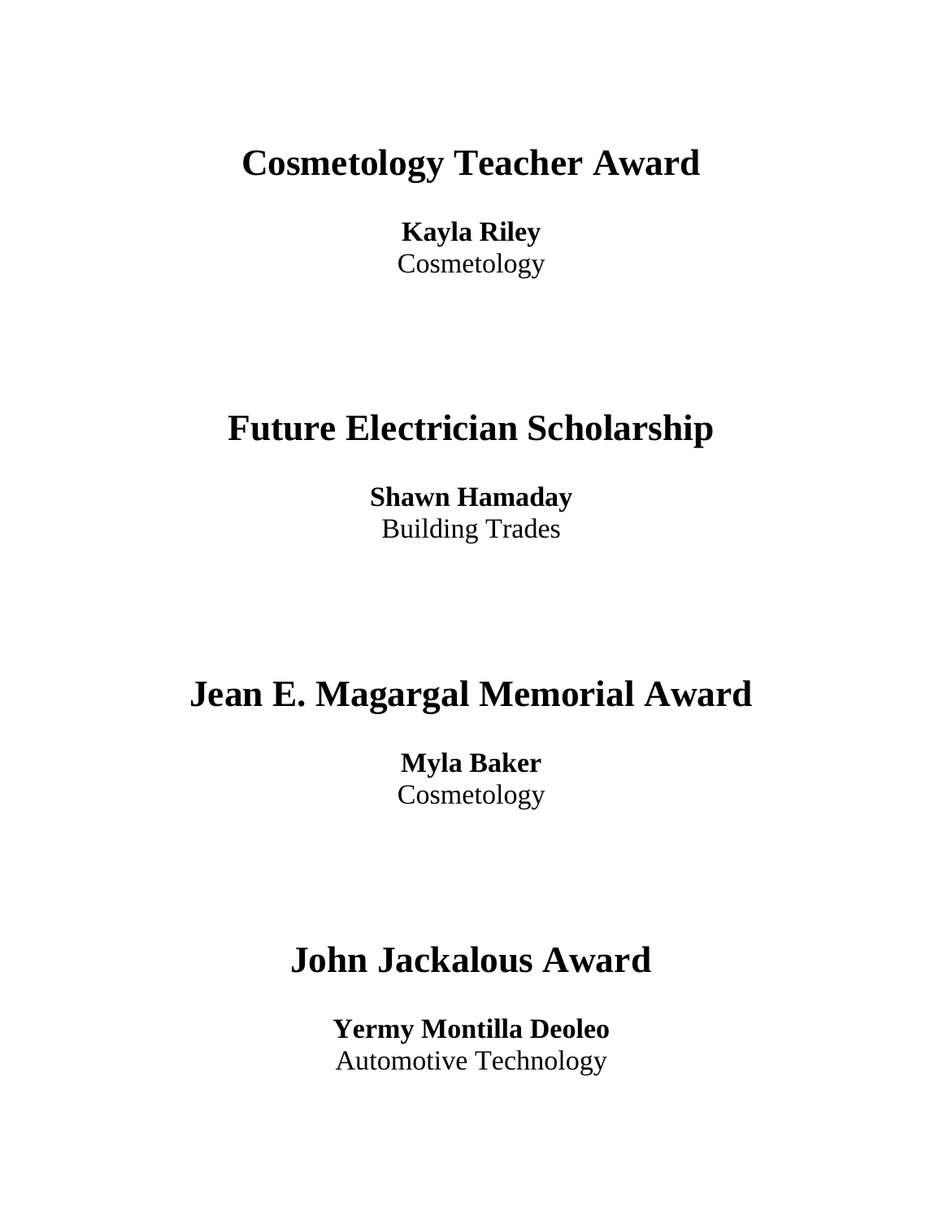## Cosmetology Teacher Award

**Kayla Riley**
Cosmetology

## Future Electrician Scholarship

**Shawn Hamaday**
Building Trades

## Jean E. Magargal Memorial Award

**Myla Baker**
Cosmetology

## John Jackalous Award

**Yermy Montilla Deoleo**
Automotive Technology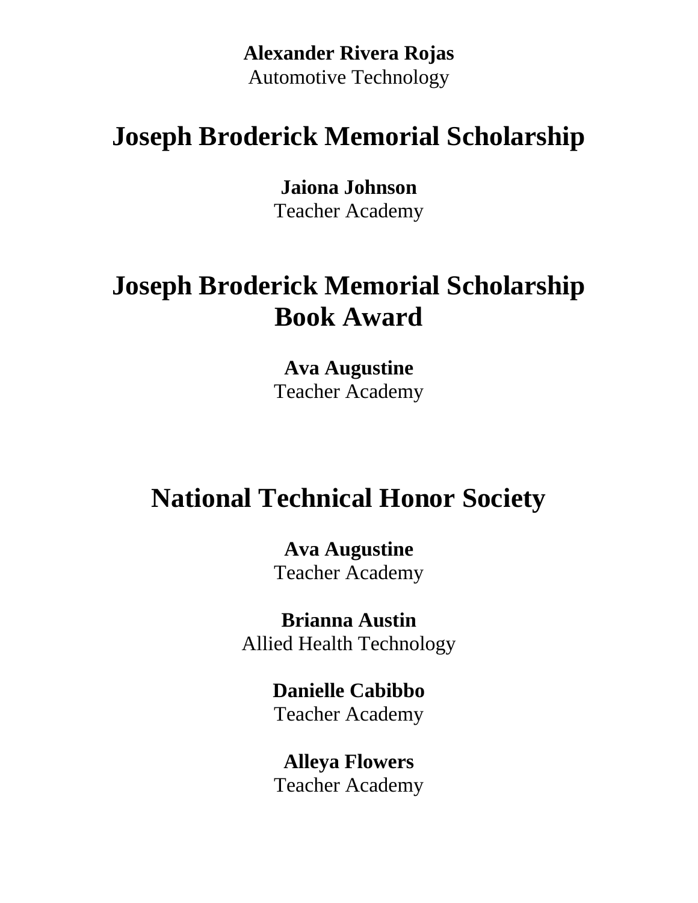**Alexander Rivera Rojas**
Automotive Technology

## Joseph Broderick Memorial Scholarship

**Jaiona Johnson**
Teacher Academy

## Joseph Broderick Memorial Scholarship Book Award

**Ava Augustine**
Teacher Academy

## National Technical Honor Society

**Ava Augustine**
Teacher Academy

**Brianna Austin**
Allied Health Technology

**Danielle Cabibbo**
Teacher Academy

**Alleya Flowers**
Teacher Academy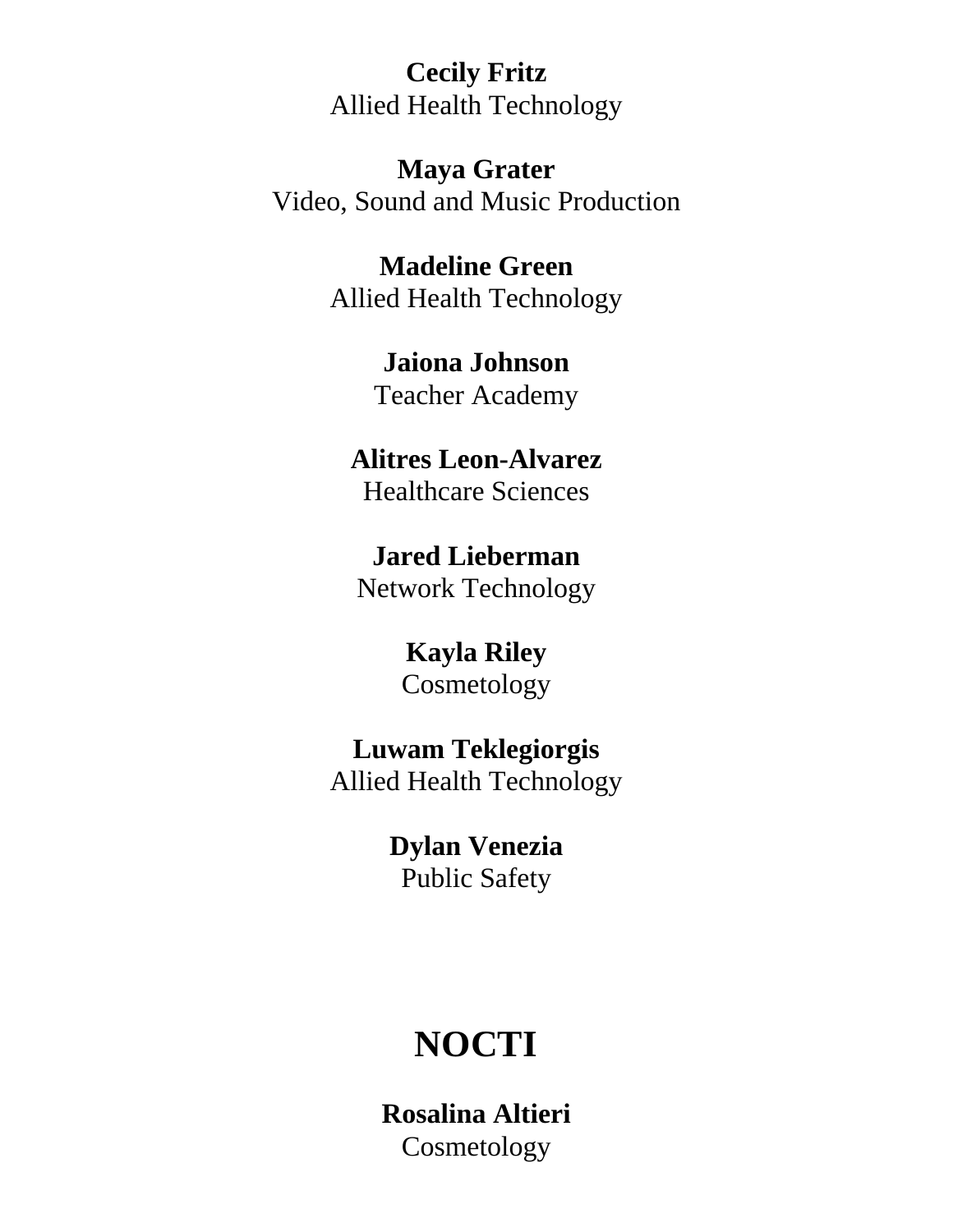**Cecily Fritz**
Allied Health Technology

**Maya Grater**
Video, Sound and Music Production

**Madeline Green**
Allied Health Technology

**Jaiona Johnson**
Teacher Academy

**Alitres Leon-Alvarez**
Healthcare Sciences

**Jared Lieberman**
Network Technology

**Kayla Riley**
Cosmetology

**Luwam Teklegiorgis**
Allied Health Technology

**Dylan Venezia**
Public Safety

# NOCTI

**Rosalina Altieri**
Cosmetology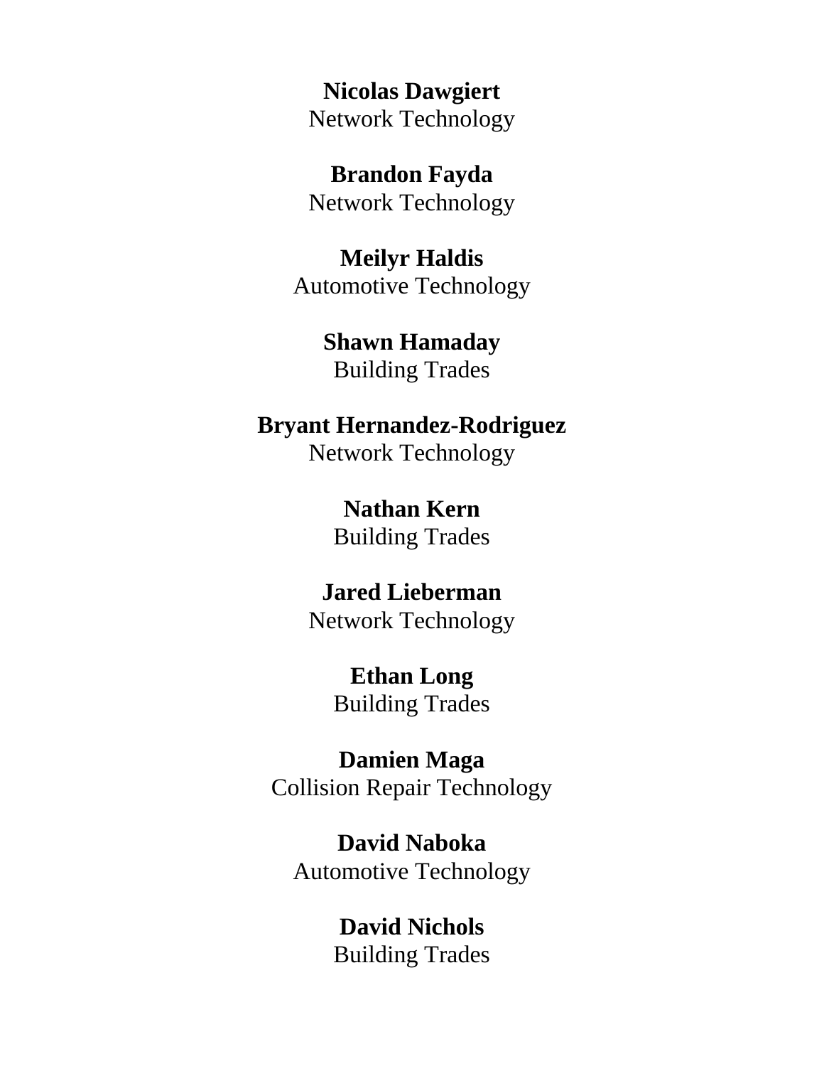**Nicolas Dawgiert**
Network Technology

**Brandon Fayda**
Network Technology

**Meilyr Haldis**
Automotive Technology

**Shawn Hamaday**
Building Trades

**Bryant Hernandez-Rodriguez**
Network Technology

**Nathan Kern**
Building Trades

**Jared Lieberman**
Network Technology

**Ethan Long**
Building Trades

**Damien Maga**
Collision Repair Technology

**David Naboka**
Automotive Technology

**David Nichols**
Building Trades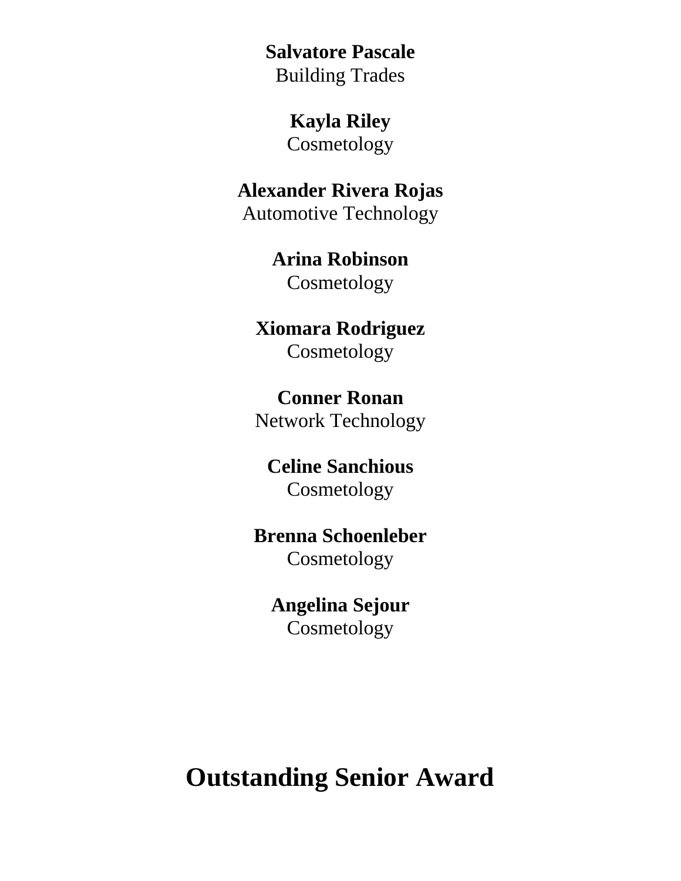**Salvatore Pascale**
Building Trades

**Kayla Riley**
Cosmetology

**Alexander Rivera Rojas**
Automotive Technology

**Arina Robinson**
Cosmetology

**Xiomara Rodriguez**
Cosmetology

**Conner Ronan**
Network Technology

**Celine Sanchious**
Cosmetology

**Brenna Schoenleber**
Cosmetology

**Angelina Sejour**
Cosmetology

# Outstanding Senior Award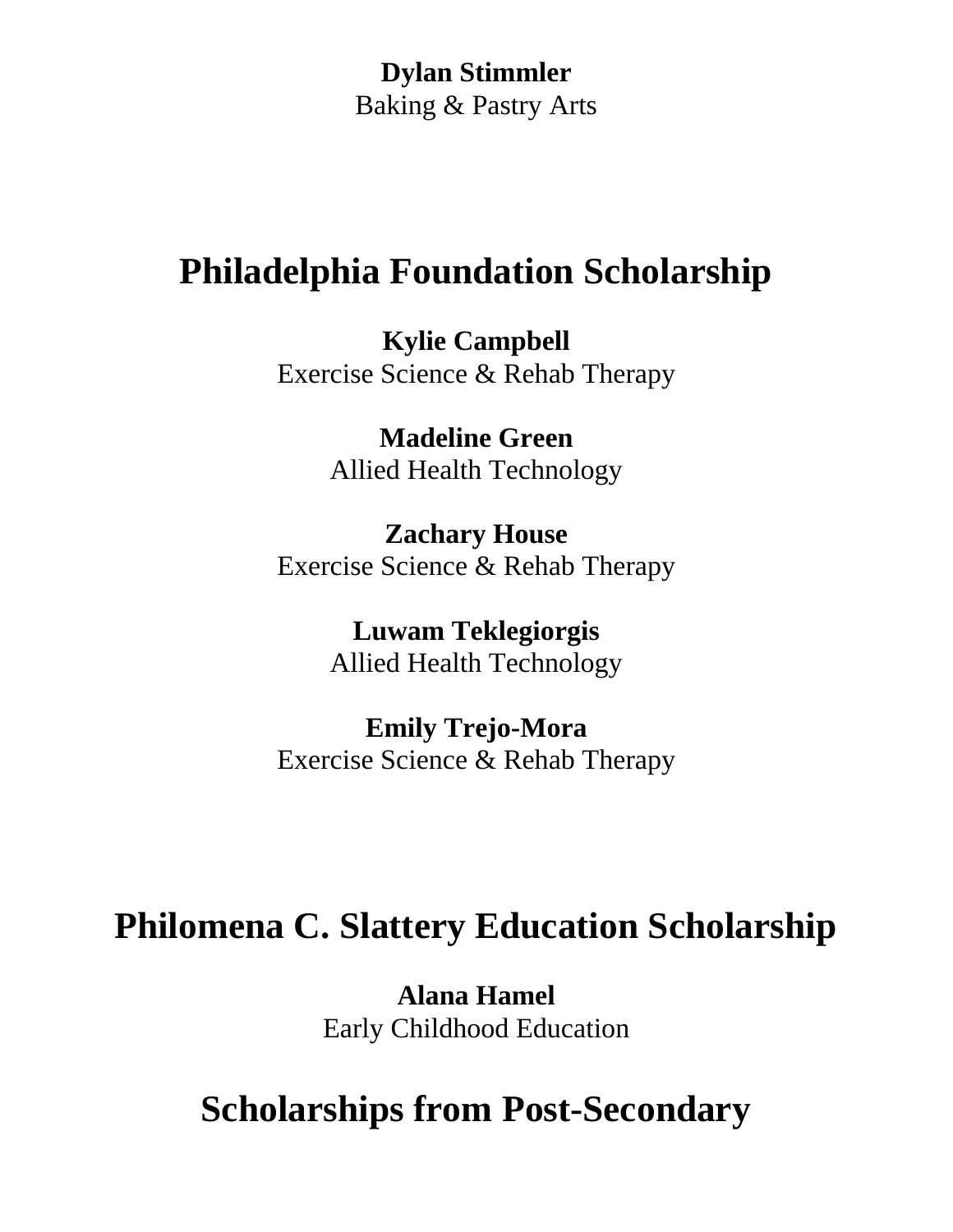**Dylan Stimmler**
Baking & Pastry Arts

## Philadelphia Foundation Scholarship

**Kylie Campbell**
Exercise Science & Rehab Therapy

**Madeline Green**
Allied Health Technology

**Zachary House**
Exercise Science & Rehab Therapy

**Luwam Teklegiorgis**
Allied Health Technology

**Emily Trejo-Mora**
Exercise Science & Rehab Therapy

## Philomena C. Slattery Education Scholarship

**Alana Hamel**
Early Childhood Education

## Scholarships from Post-Secondary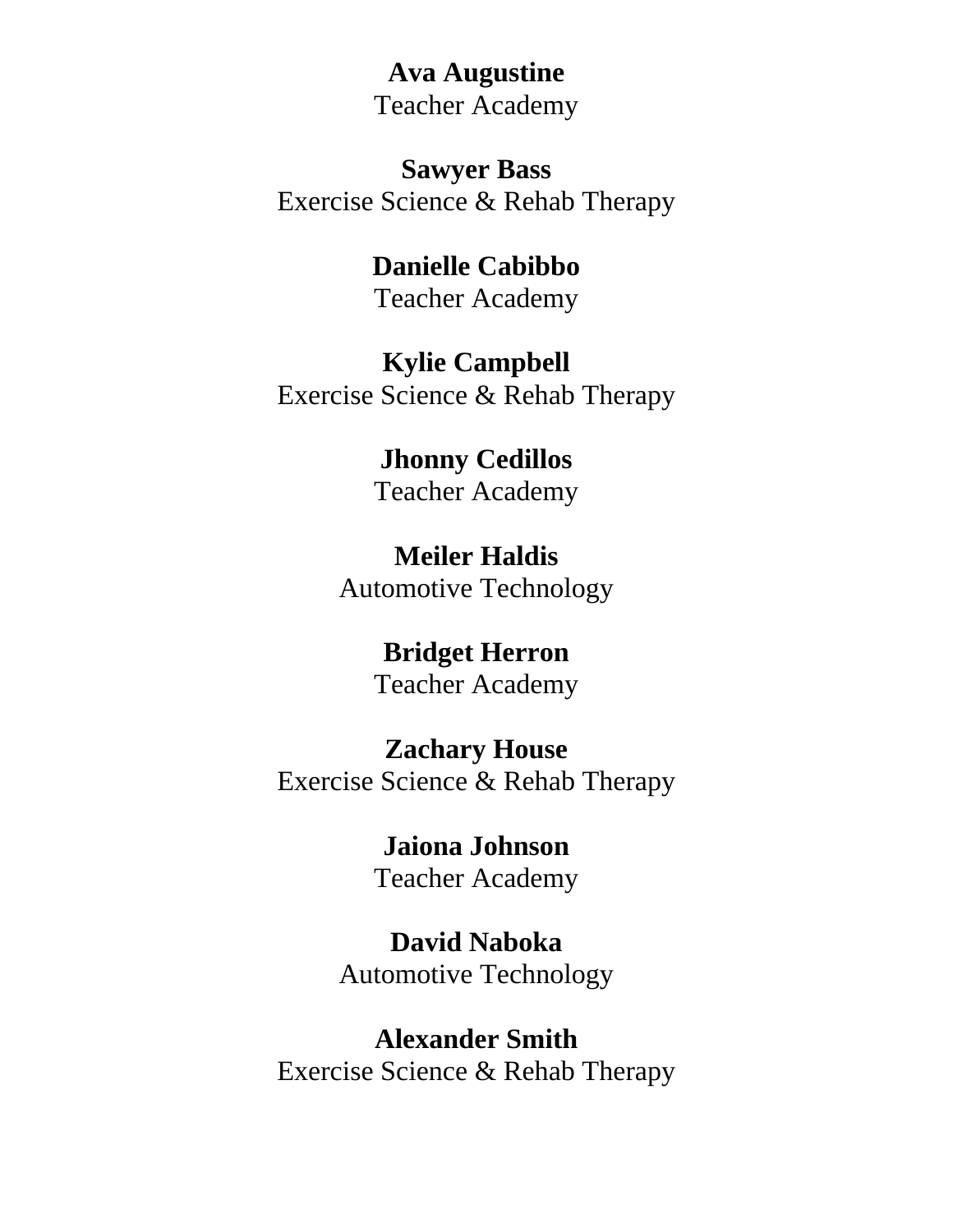**Ava Augustine**
Teacher Academy

**Sawyer Bass**
Exercise Science & Rehab Therapy

**Danielle Cabibbo**
Teacher Academy

**Kylie Campbell**
Exercise Science & Rehab Therapy

**Jhonny Cedillos**
Teacher Academy

**Meiler Haldis**
Automotive Technology

**Bridget Herron**
Teacher Academy

**Zachary House**
Exercise Science & Rehab Therapy

**Jaiona Johnson**
Teacher Academy

**David Naboka**
Automotive Technology

**Alexander Smith**
Exercise Science & Rehab Therapy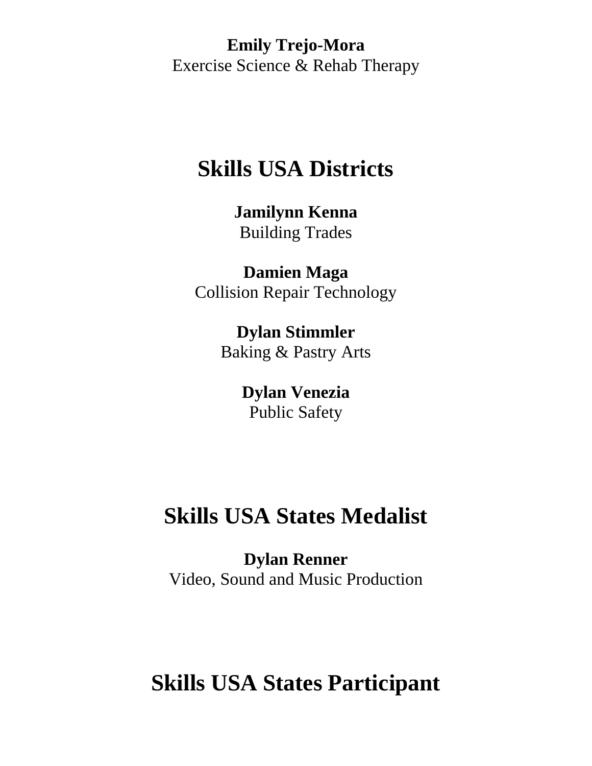**Emily Trejo-Mora**
Exercise Science & Rehab Therapy

## Skills USA Districts

**Jamilynn Kenna**
Building Trades

**Damien Maga**
Collision Repair Technology

**Dylan Stimmler**
Baking & Pastry Arts

**Dylan Venezia**
Public Safety

## Skills USA States Medalist

**Dylan Renner**
Video, Sound and Music Production

## Skills USA States Participant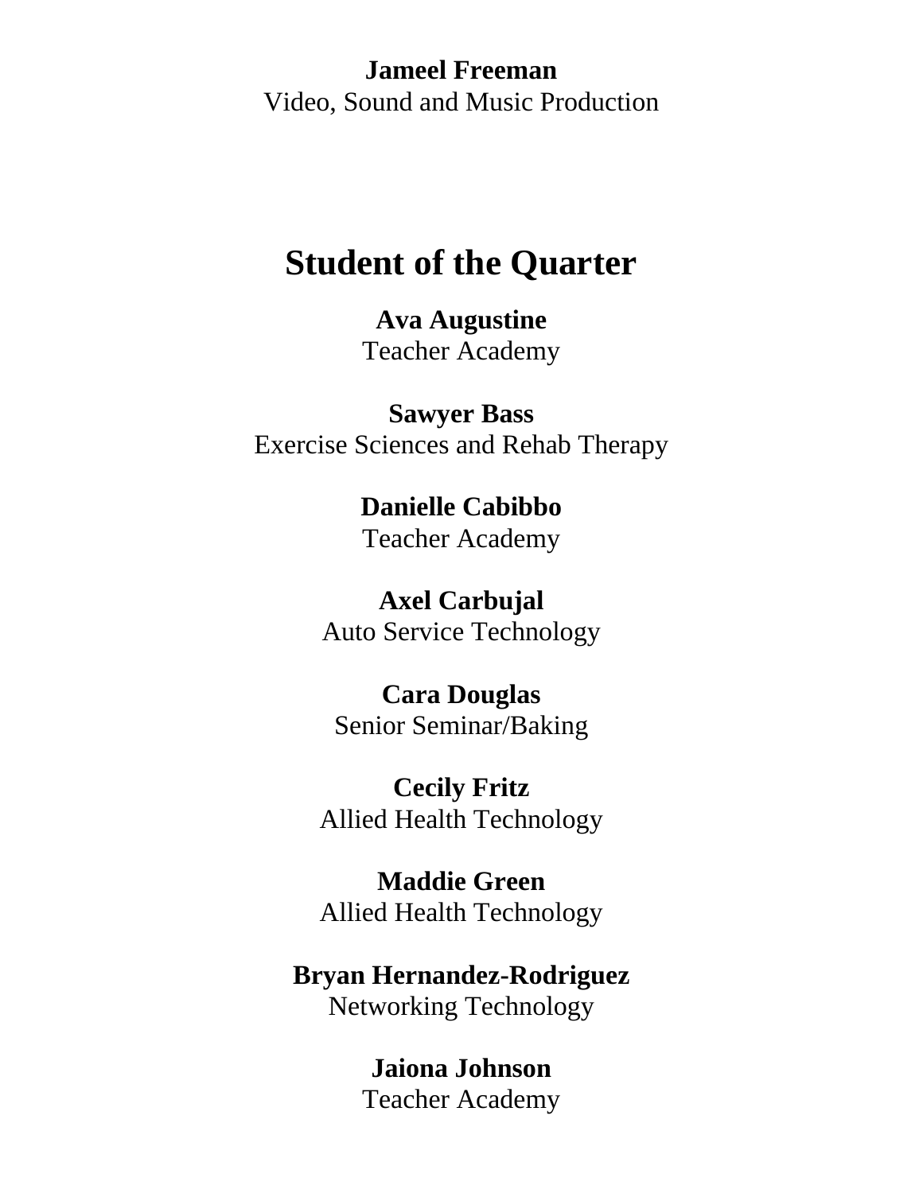**Jameel Freeman**
Video, Sound and Music Production

## Student of the Quarter

**Ava Augustine**
Teacher Academy

**Sawyer Bass**
Exercise Sciences and Rehab Therapy

**Danielle Cabibbo**
Teacher Academy

**Axel Carbujal**
Auto Service Technology

**Cara Douglas**
Senior Seminar/Baking

**Cecily Fritz**
Allied Health Technology

**Maddie Green**
Allied Health Technology

**Bryan Hernandez-Rodriguez**
Networking Technology

**Jaiona Johnson**
Teacher Academy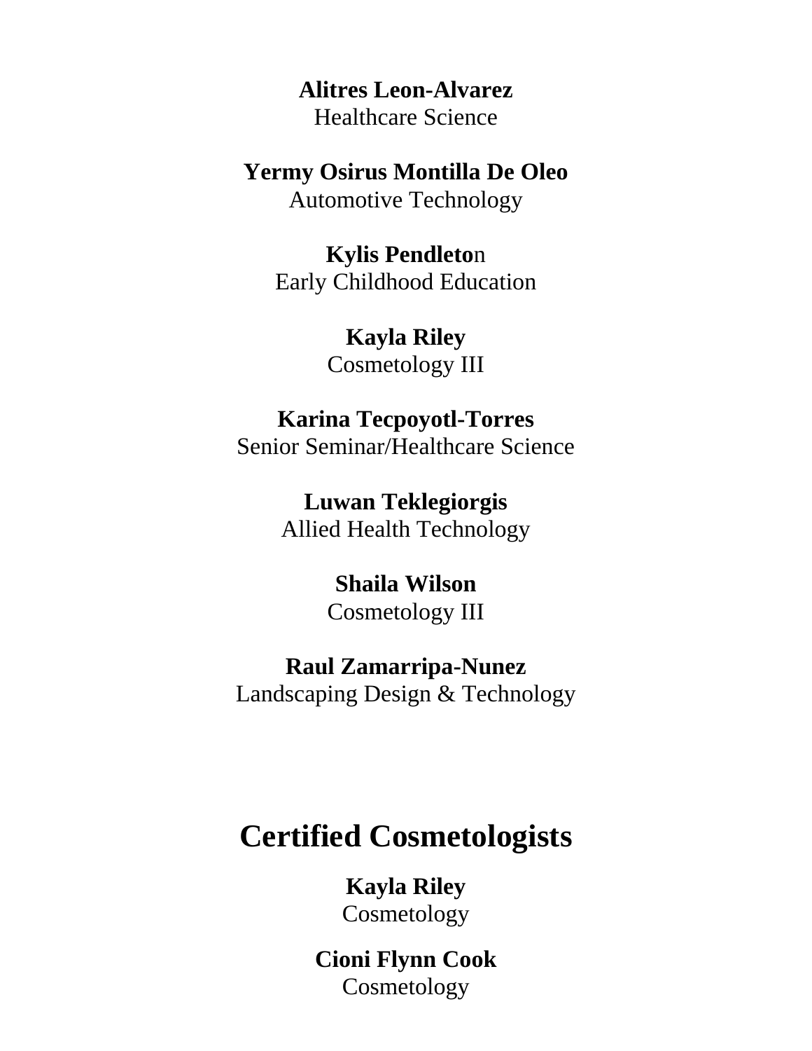**Alitres Leon-Alvarez**
Healthcare Science

**Yermy Osirus Montilla De Oleo**
Automotive Technology

**Kylis Pendleton**
Early Childhood Education

**Kayla Riley**
Cosmetology III

**Karina Tecpoyotl-Torres**
Senior Seminar/Healthcare Science

**Luwan Teklegiorgis**
Allied Health Technology

**Shaila Wilson**
Cosmetology III

**Raul Zamarripa-Nunez**
Landscaping Design & Technology

# Certified Cosmetologists

**Kayla Riley**
Cosmetology

**Cioni Flynn Cook**
Cosmetology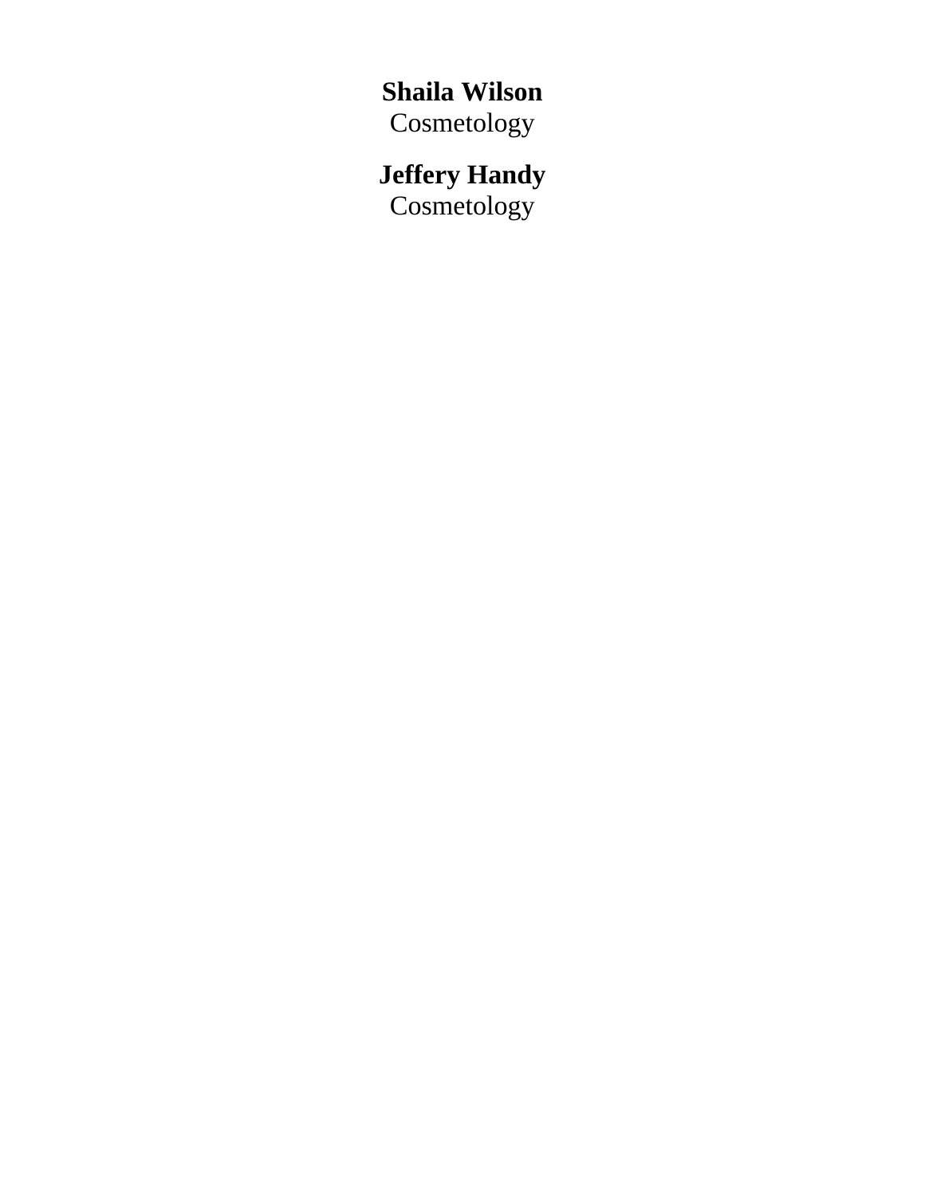**Shaila Wilson**
Cosmetology

**Jeffery Handy**
Cosmetology